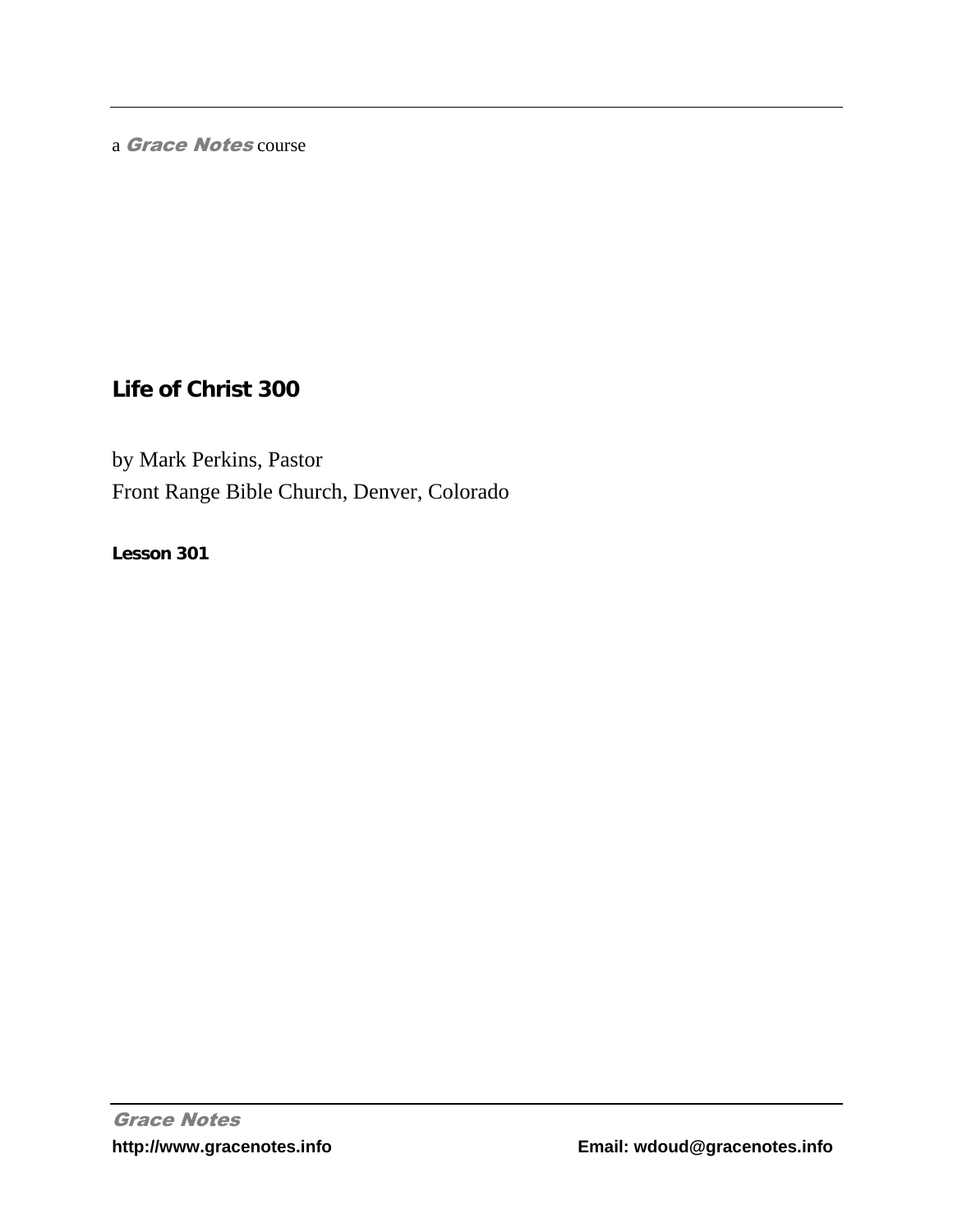a *Grace Notes* course

# Life of Christ 300

by Mark Perkins, Pastor
Front Range Bible Church, Denver, Colorado

**Lesson 301**

***Grace Notes***
**http://www.gracenotes.info** **Email: wdoud@gracenotes.info**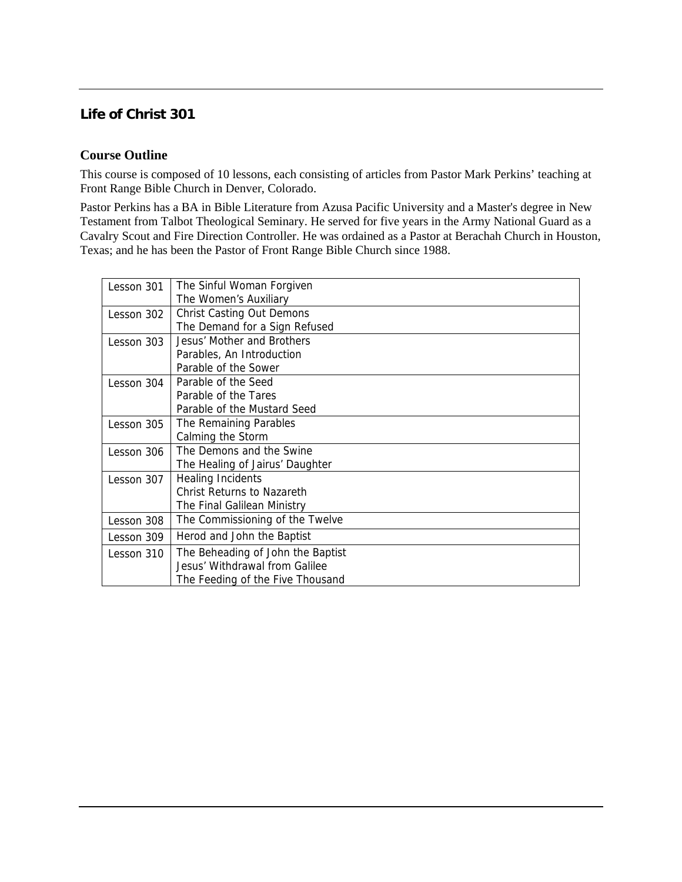## Life of Christ 301

### Course Outline

This course is composed of 10 lessons, each consisting of articles from Pastor Mark Perkins' teaching at Front Range Bible Church in Denver, Colorado.

Pastor Perkins has a BA in Bible Literature from Azusa Pacific University and a Master's degree in New Testament from Talbot Theological Seminary. He served for five years in the Army National Guard as a Cavalry Scout and Fire Direction Controller. He was ordained as a Pastor at Berachah Church in Houston, Texas; and he has been the Pastor of Front Range Bible Church since 1988.

| Lesson | Topics |
|---|---|
| Lesson 301 | The Sinful Woman Forgiven<br>The Women's Auxiliary |
| Lesson 302 | Christ Casting Out Demons<br>The Demand for a Sign Refused |
| Lesson 303 | Jesus' Mother and Brothers<br>Parables, An Introduction<br>Parable of the Sower |
| Lesson 304 | Parable of the Seed<br>Parable of the Tares<br>Parable of the Mustard Seed |
| Lesson 305 | The Remaining Parables<br>Calming the Storm |
| Lesson 306 | The Demons and the Swine<br>The Healing of Jairus' Daughter |
| Lesson 307 | Healing Incidents<br>Christ Returns to Nazareth<br>The Final Galilean Ministry |
| Lesson 308 | The Commissioning of the Twelve |
| Lesson 309 | Herod and John the Baptist |
| Lesson 310 | The Beheading of John the Baptist<br>Jesus' Withdrawal from Galilee<br>The Feeding of the Five Thousand |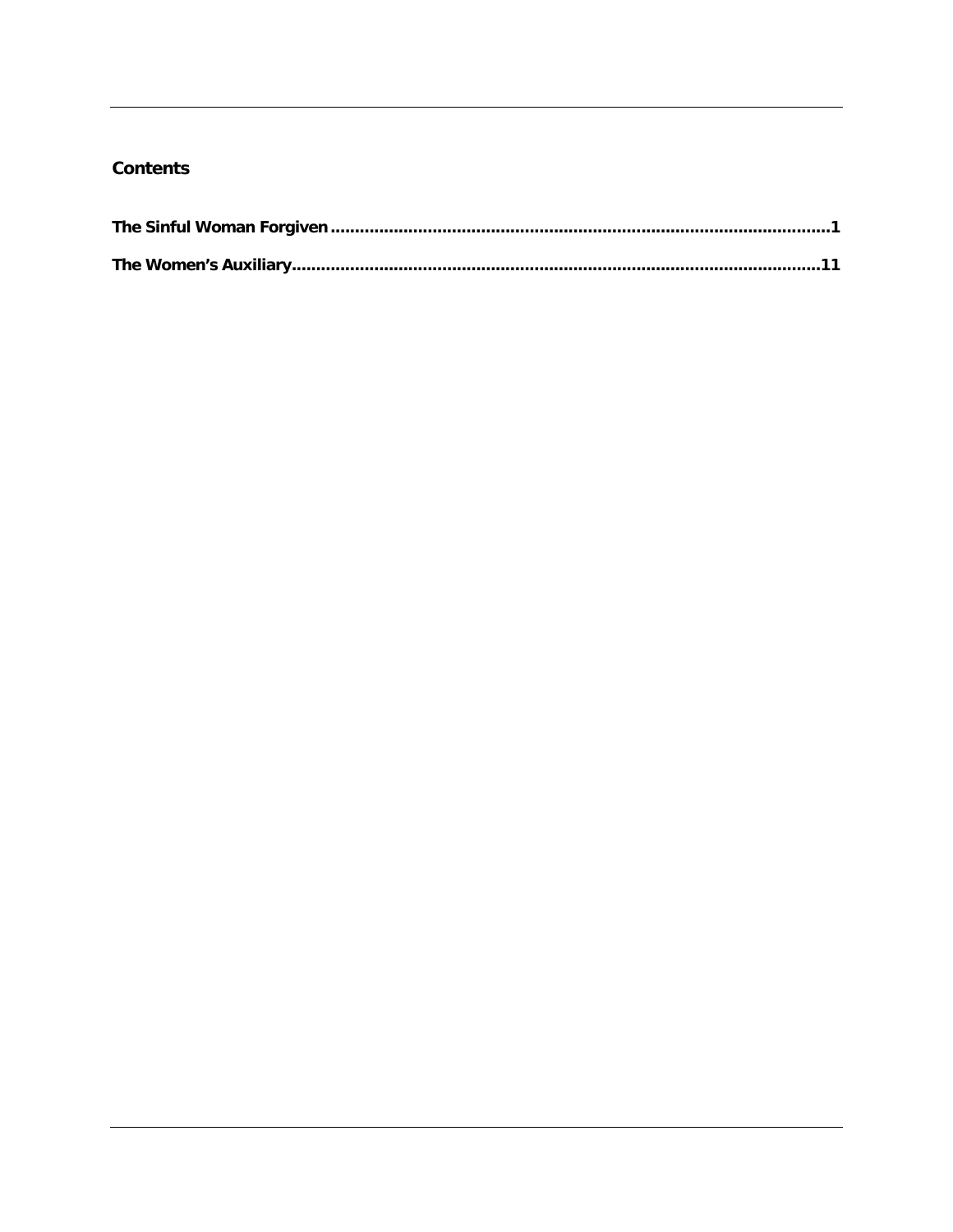## Contents

**The Sinful Woman Forgiven** ........................................................................................................ **1**

**The Women's Auxiliary** ............................................................................................................. **11**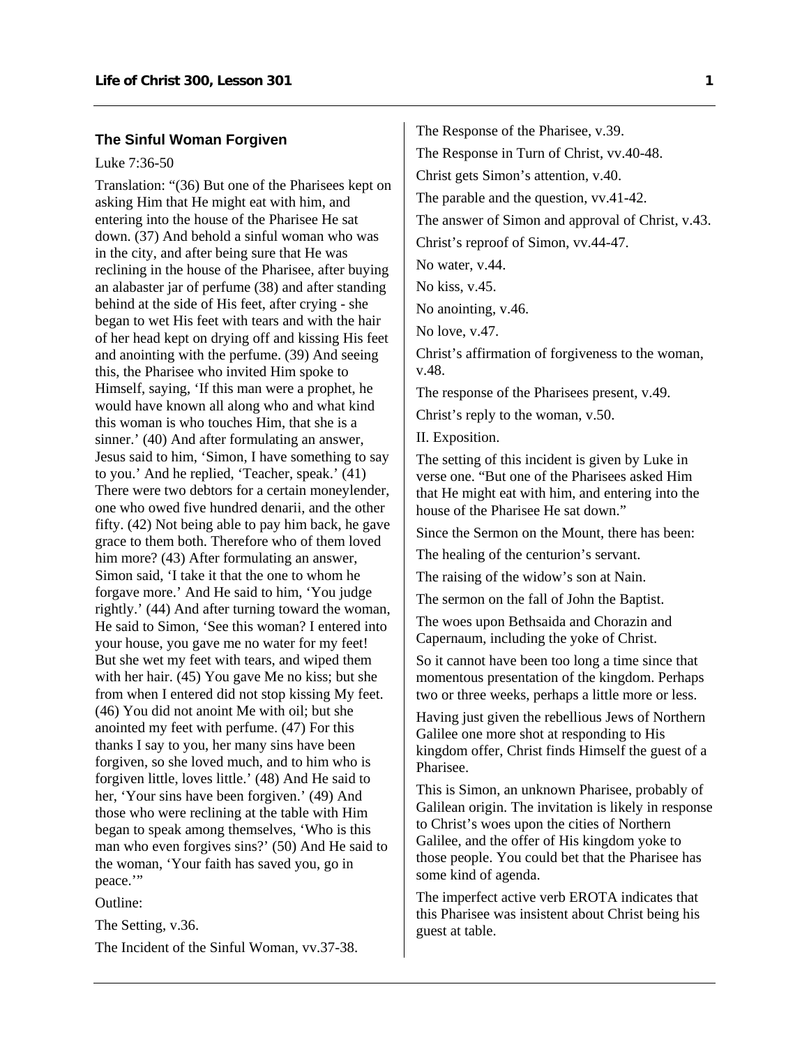## The Sinful Woman Forgiven

Luke 7:36-50

Translation: "(36) But one of the Pharisees kept on asking Him that He might eat with him, and entering into the house of the Pharisee He sat down. (37) And behold a sinful woman who was in the city, and after being sure that He was reclining in the house of the Pharisee, after buying an alabaster jar of perfume (38) and after standing behind at the side of His feet, after crying - she began to wet His feet with tears and with the hair of her head kept on drying off and kissing His feet and anointing with the perfume. (39) And seeing this, the Pharisee who invited Him spoke to Himself, saying, 'If this man were a prophet, he would have known all along who and what kind this woman is who touches Him, that she is a sinner.' (40) And after formulating an answer, Jesus said to him, 'Simon, I have something to say to you.' And he replied, 'Teacher, speak.' (41) There were two debtors for a certain moneylender, one who owed five hundred denarii, and the other fifty. (42) Not being able to pay him back, he gave grace to them both. Therefore who of them loved him more? (43) After formulating an answer, Simon said, 'I take it that the one to whom he forgave more.' And He said to him, 'You judge rightly.' (44) And after turning toward the woman, He said to Simon, 'See this woman? I entered into your house, you gave me no water for my feet! But she wet my feet with tears, and wiped them with her hair. (45) You gave Me no kiss; but she from when I entered did not stop kissing My feet. (46) You did not anoint Me with oil; but she anointed my feet with perfume. (47) For this thanks I say to you, her many sins have been forgiven, so she loved much, and to him who is forgiven little, loves little.' (48) And He said to her, 'Your sins have been forgiven.' (49) And those who were reclining at the table with Him began to speak among themselves, 'Who is this man who even forgives sins?' (50) And He said to the woman, 'Your faith has saved you, go in peace.'"

Outline:

The Setting, v.36.

The Incident of the Sinful Woman, vv.37-38.

The Response of the Pharisee, v.39.

The Response in Turn of Christ, vv.40-48.

Christ gets Simon's attention, v.40.

The parable and the question, vv.41-42.

The answer of Simon and approval of Christ, v.43.

Christ's reproof of Simon, vv.44-47.

No water, v.44.

No kiss, v.45.

No anointing, v.46.

No love, v.47.

Christ's affirmation of forgiveness to the woman, v.48.

The response of the Pharisees present, v.49.

Christ's reply to the woman, v.50.

II. Exposition.

The setting of this incident is given by Luke in verse one. "But one of the Pharisees asked Him that He might eat with him, and entering into the house of the Pharisee He sat down."

Since the Sermon on the Mount, there has been:

The healing of the centurion's servant.

The raising of the widow's son at Nain.

The sermon on the fall of John the Baptist.

The woes upon Bethsaida and Chorazin and Capernaum, including the yoke of Christ.

So it cannot have been too long a time since that momentous presentation of the kingdom. Perhaps two or three weeks, perhaps a little more or less.

Having just given the rebellious Jews of Northern Galilee one more shot at responding to His kingdom offer, Christ finds Himself the guest of a Pharisee.

This is Simon, an unknown Pharisee, probably of Galilean origin. The invitation is likely in response to Christ's woes upon the cities of Northern Galilee, and the offer of His kingdom yoke to those people. You could bet that the Pharisee has some kind of agenda.

The imperfect active verb EROTA indicates that this Pharisee was insistent about Christ being his guest at table.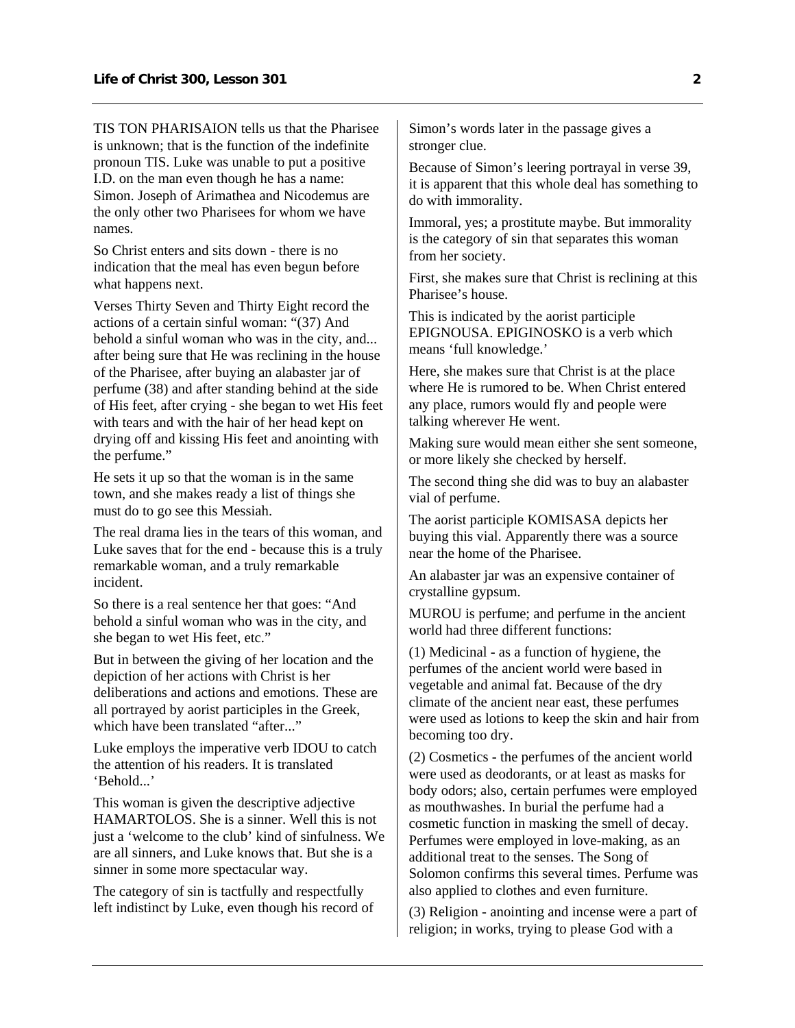TIS TON PHARISAION tells us that the Pharisee is unknown; that is the function of the indefinite pronoun TIS. Luke was unable to put a positive I.D. on the man even though he has a name: Simon. Joseph of Arimathea and Nicodemus are the only other two Pharisees for whom we have names.

So Christ enters and sits down - there is no indication that the meal has even begun before what happens next.

Verses Thirty Seven and Thirty Eight record the actions of a certain sinful woman: "(37) And behold a sinful woman who was in the city, and... after being sure that He was reclining in the house of the Pharisee, after buying an alabaster jar of perfume (38) and after standing behind at the side of His feet, after crying - she began to wet His feet with tears and with the hair of her head kept on drying off and kissing His feet and anointing with the perfume."

He sets it up so that the woman is in the same town, and she makes ready a list of things she must do to go see this Messiah.

The real drama lies in the tears of this woman, and Luke saves that for the end - because this is a truly remarkable woman, and a truly remarkable incident.

So there is a real sentence her that goes: "And behold a sinful woman who was in the city, and she began to wet His feet, etc."

But in between the giving of her location and the depiction of her actions with Christ is her deliberations and actions and emotions. These are all portrayed by aorist participles in the Greek, which have been translated "after..."

Luke employs the imperative verb IDOU to catch the attention of his readers. It is translated 'Behold...'

This woman is given the descriptive adjective HAMARTOLOS. She is a sinner. Well this is not just a 'welcome to the club' kind of sinfulness. We are all sinners, and Luke knows that. But she is a sinner in some more spectacular way.

The category of sin is tactfully and respectfully left indistinct by Luke, even though his record of Simon's words later in the passage gives a stronger clue.

Because of Simon's leering portrayal in verse 39, it is apparent that this whole deal has something to do with immorality.

Immoral, yes; a prostitute maybe. But immorality is the category of sin that separates this woman from her society.

First, she makes sure that Christ is reclining at this Pharisee's house.

This is indicated by the aorist participle EPIGNOUSA. EPIGINOSKO is a verb which means 'full knowledge.'

Here, she makes sure that Christ is at the place where He is rumored to be. When Christ entered any place, rumors would fly and people were talking wherever He went.

Making sure would mean either she sent someone, or more likely she checked by herself.

The second thing she did was to buy an alabaster vial of perfume.

The aorist participle KOMISASA depicts her buying this vial. Apparently there was a source near the home of the Pharisee.

An alabaster jar was an expensive container of crystalline gypsum.

MUROU is perfume; and perfume in the ancient world had three different functions:

(1) Medicinal - as a function of hygiene, the perfumes of the ancient world were based in vegetable and animal fat. Because of the dry climate of the ancient near east, these perfumes were used as lotions to keep the skin and hair from becoming too dry.

(2) Cosmetics - the perfumes of the ancient world were used as deodorants, or at least as masks for body odors; also, certain perfumes were employed as mouthwashes. In burial the perfume had a cosmetic function in masking the smell of decay. Perfumes were employed in love-making, as an additional treat to the senses. The Song of Solomon confirms this several times. Perfume was also applied to clothes and even furniture.

(3) Religion - anointing and incense were a part of religion; in works, trying to please God with a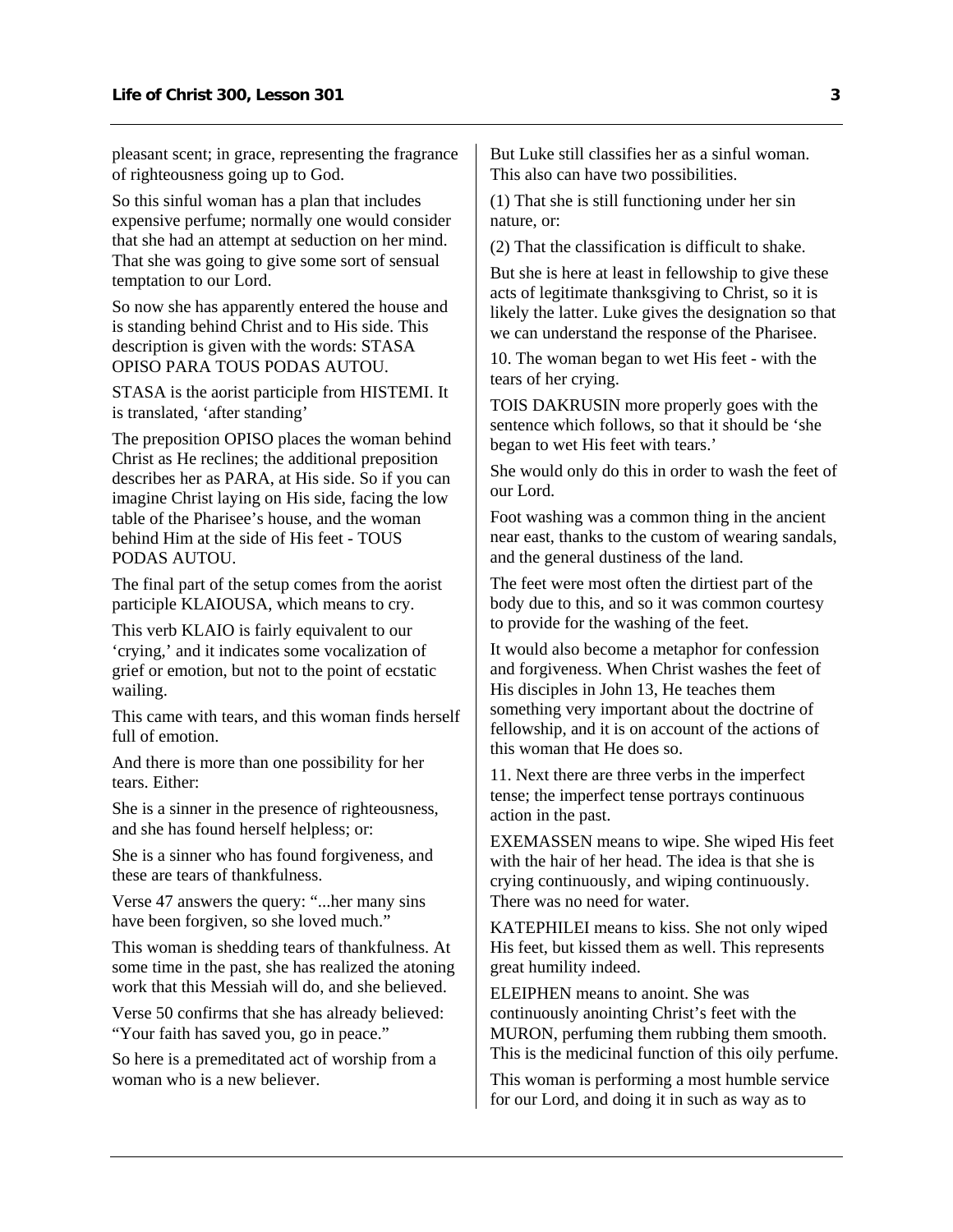pleasant scent; in grace, representing the fragrance of righteousness going up to God.

So this sinful woman has a plan that includes expensive perfume; normally one would consider that she had an attempt at seduction on her mind. That she was going to give some sort of sensual temptation to our Lord.

So now she has apparently entered the house and is standing behind Christ and to His side. This description is given with the words: STASA OPISO PARA TOUS PODAS AUTOU.

STASA is the aorist participle from HISTEMI. It is translated, 'after standing'

The preposition OPISO places the woman behind Christ as He reclines; the additional preposition describes her as PARA, at His side. So if you can imagine Christ laying on His side, facing the low table of the Pharisee's house, and the woman behind Him at the side of His feet - TOUS PODAS AUTOU.

The final part of the setup comes from the aorist participle KLAIOUSA, which means to cry.

This verb KLAIO is fairly equivalent to our 'crying,' and it indicates some vocalization of grief or emotion, but not to the point of ecstatic wailing.

This came with tears, and this woman finds herself full of emotion.

And there is more than one possibility for her tears. Either:

She is a sinner in the presence of righteousness, and she has found herself helpless; or:

She is a sinner who has found forgiveness, and these are tears of thankfulness.

Verse 47 answers the query: "...her many sins have been forgiven, so she loved much."

This woman is shedding tears of thankfulness. At some time in the past, she has realized the atoning work that this Messiah will do, and she believed.

Verse 50 confirms that she has already believed: "Your faith has saved you, go in peace."

So here is a premeditated act of worship from a woman who is a new believer.

But Luke still classifies her as a sinful woman. This also can have two possibilities.

(1) That she is still functioning under her sin nature, or:

(2) That the classification is difficult to shake.

But she is here at least in fellowship to give these acts of legitimate thanksgiving to Christ, so it is likely the latter. Luke gives the designation so that we can understand the response of the Pharisee.

10. The woman began to wet His feet - with the tears of her crying.

TOIS DAKRUSIN more properly goes with the sentence which follows, so that it should be 'she began to wet His feet with tears.'

She would only do this in order to wash the feet of our Lord.

Foot washing was a common thing in the ancient near east, thanks to the custom of wearing sandals, and the general dustiness of the land.

The feet were most often the dirtiest part of the body due to this, and so it was common courtesy to provide for the washing of the feet.

It would also become a metaphor for confession and forgiveness. When Christ washes the feet of His disciples in John 13, He teaches them something very important about the doctrine of fellowship, and it is on account of the actions of this woman that He does so.

11. Next there are three verbs in the imperfect tense; the imperfect tense portrays continuous action in the past.

EXEMASSEN means to wipe. She wiped His feet with the hair of her head. The idea is that she is crying continuously, and wiping continuously. There was no need for water.

KATEPHILEI means to kiss. She not only wiped His feet, but kissed them as well. This represents great humility indeed.

ELEIPHEN means to anoint. She was continuously anointing Christ's feet with the MURON, perfuming them rubbing them smooth. This is the medicinal function of this oily perfume.

This woman is performing a most humble service for our Lord, and doing it in such as way as to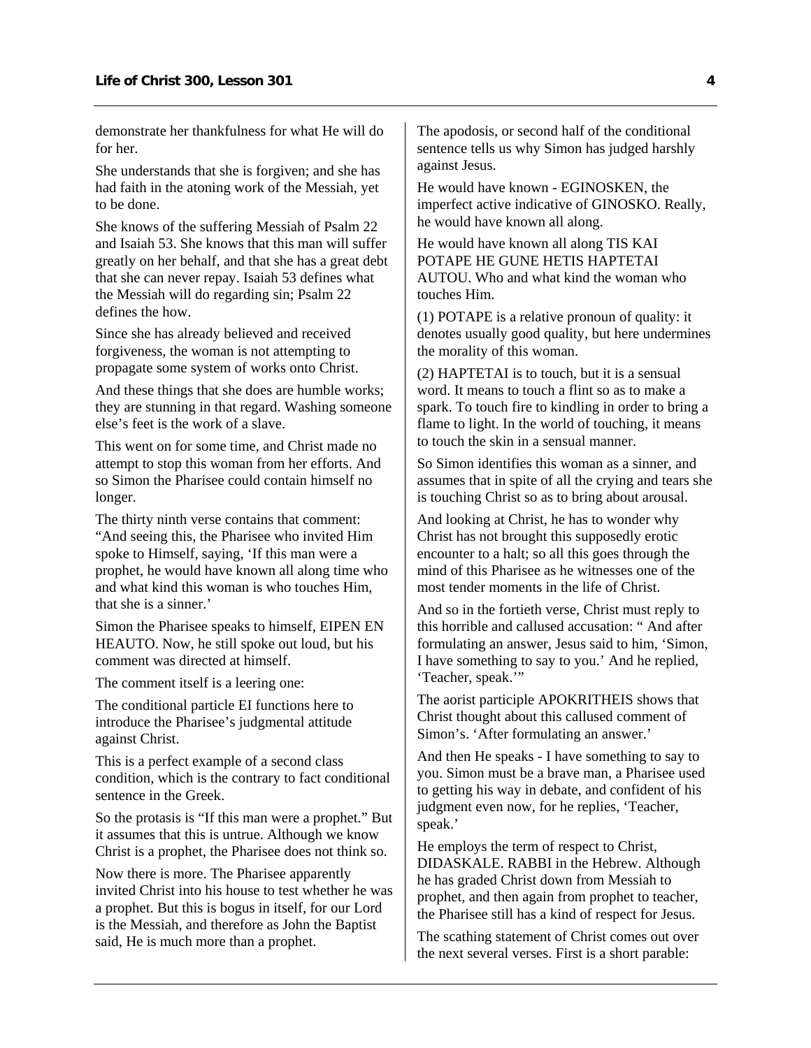demonstrate her thankfulness for what He will do for her.

She understands that she is forgiven; and she has had faith in the atoning work of the Messiah, yet to be done.

She knows of the suffering Messiah of Psalm 22 and Isaiah 53. She knows that this man will suffer greatly on her behalf, and that she has a great debt that she can never repay. Isaiah 53 defines what the Messiah will do regarding sin; Psalm 22 defines the how.

Since she has already believed and received forgiveness, the woman is not attempting to propagate some system of works onto Christ.

And these things that she does are humble works; they are stunning in that regard. Washing someone else's feet is the work of a slave.

This went on for some time, and Christ made no attempt to stop this woman from her efforts. And so Simon the Pharisee could contain himself no longer.

The thirty ninth verse contains that comment: "And seeing this, the Pharisee who invited Him spoke to Himself, saying, 'If this man were a prophet, he would have known all along time who and what kind this woman is who touches Him, that she is a sinner.'

Simon the Pharisee speaks to himself, EIPEN EN HEAUTO. Now, he still spoke out loud, but his comment was directed at himself.

The comment itself is a leering one:

The conditional particle EI functions here to introduce the Pharisee's judgmental attitude against Christ.

This is a perfect example of a second class condition, which is the contrary to fact conditional sentence in the Greek.

So the protasis is "If this man were a prophet." But it assumes that this is untrue. Although we know Christ is a prophet, the Pharisee does not think so.

Now there is more. The Pharisee apparently invited Christ into his house to test whether he was a prophet. But this is bogus in itself, for our Lord is the Messiah, and therefore as John the Baptist said, He is much more than a prophet.

The apodosis, or second half of the conditional sentence tells us why Simon has judged harshly against Jesus.

He would have known - EGINOSKEN, the imperfect active indicative of GINOSKO. Really, he would have known all along.

He would have known all along TIS KAI POTAPE HE GUNE HETIS HAPTETAI AUTOU. Who and what kind the woman who touches Him.

(1) POTAPE is a relative pronoun of quality: it denotes usually good quality, but here undermines the morality of this woman.

(2) HAPTETAI is to touch, but it is a sensual word. It means to touch a flint so as to make a spark. To touch fire to kindling in order to bring a flame to light. In the world of touching, it means to touch the skin in a sensual manner.

So Simon identifies this woman as a sinner, and assumes that in spite of all the crying and tears she is touching Christ so as to bring about arousal.

And looking at Christ, he has to wonder why Christ has not brought this supposedly erotic encounter to a halt; so all this goes through the mind of this Pharisee as he witnesses one of the most tender moments in the life of Christ.

And so in the fortieth verse, Christ must reply to this horrible and callused accusation: " And after formulating an answer, Jesus said to him, 'Simon, I have something to say to you.' And he replied, 'Teacher, speak.'"

The aorist participle APOKRITHEIS shows that Christ thought about this callused comment of Simon's. 'After formulating an answer.'

And then He speaks - I have something to say to you. Simon must be a brave man, a Pharisee used to getting his way in debate, and confident of his judgment even now, for he replies, 'Teacher, speak.'

He employs the term of respect to Christ, DIDASKALE. RABBI in the Hebrew. Although he has graded Christ down from Messiah to prophet, and then again from prophet to teacher, the Pharisee still has a kind of respect for Jesus.

The scathing statement of Christ comes out over the next several verses. First is a short parable: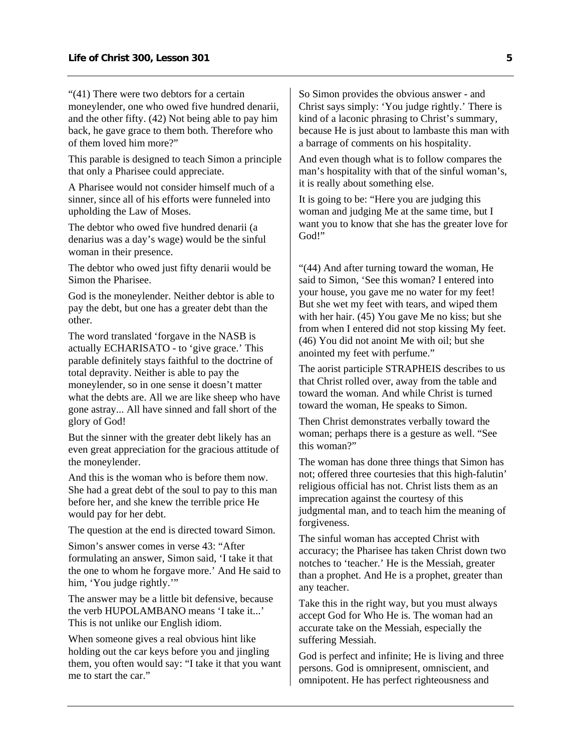"(41) There were two debtors for a certain moneylender, one who owed five hundred denarii, and the other fifty. (42) Not being able to pay him back, he gave grace to them both. Therefore who of them loved him more?"

This parable is designed to teach Simon a principle that only a Pharisee could appreciate.

A Pharisee would not consider himself much of a sinner, since all of his efforts were funneled into upholding the Law of Moses.

The debtor who owed five hundred denarii (a denarius was a day's wage) would be the sinful woman in their presence.

The debtor who owed just fifty denarii would be Simon the Pharisee.

God is the moneylender. Neither debtor is able to pay the debt, but one has a greater debt than the other.

The word translated 'forgave in the NASB is actually ECHARISATO - to 'give grace.' This parable definitely stays faithful to the doctrine of total depravity. Neither is able to pay the moneylender, so in one sense it doesn't matter what the debts are. All we are like sheep who have gone astray... All have sinned and fall short of the glory of God!

But the sinner with the greater debt likely has an even great appreciation for the gracious attitude of the moneylender.

And this is the woman who is before them now. She had a great debt of the soul to pay to this man before her, and she knew the terrible price He would pay for her debt.

The question at the end is directed toward Simon.

Simon's answer comes in verse 43: "After formulating an answer, Simon said, 'I take it that the one to whom he forgave more.' And He said to him, 'You judge rightly.'"

The answer may be a little bit defensive, because the verb HUPOLAMBANO means 'I take it...' This is not unlike our English idiom.

When someone gives a real obvious hint like holding out the car keys before you and jingling them, you often would say: "I take it that you want me to start the car."

So Simon provides the obvious answer - and Christ says simply: 'You judge rightly.' There is kind of a laconic phrasing to Christ's summary, because He is just about to lambaste this man with a barrage of comments on his hospitality.

And even though what is to follow compares the man's hospitality with that of the sinful woman's, it is really about something else.

It is going to be: "Here you are judging this woman and judging Me at the same time, but I want you to know that she has the greater love for God!"

"(44) And after turning toward the woman, He said to Simon, 'See this woman? I entered into your house, you gave me no water for my feet! But she wet my feet with tears, and wiped them with her hair. (45) You gave Me no kiss; but she from when I entered did not stop kissing My feet. (46) You did not anoint Me with oil; but she anointed my feet with perfume."

The aorist participle STRAPHEIS describes to us that Christ rolled over, away from the table and toward the woman. And while Christ is turned toward the woman, He speaks to Simon.

Then Christ demonstrates verbally toward the woman; perhaps there is a gesture as well. "See this woman?"

The woman has done three things that Simon has not; offered three courtesies that this high-falutin' religious official has not. Christ lists them as an imprecation against the courtesy of this judgmental man, and to teach him the meaning of forgiveness.

The sinful woman has accepted Christ with accuracy; the Pharisee has taken Christ down two notches to 'teacher.' He is the Messiah, greater than a prophet. And He is a prophet, greater than any teacher.

Take this in the right way, but you must always accept God for Who He is. The woman had an accurate take on the Messiah, especially the suffering Messiah.

God is perfect and infinite; He is living and three persons. God is omnipresent, omniscient, and omnipotent. He has perfect righteousness and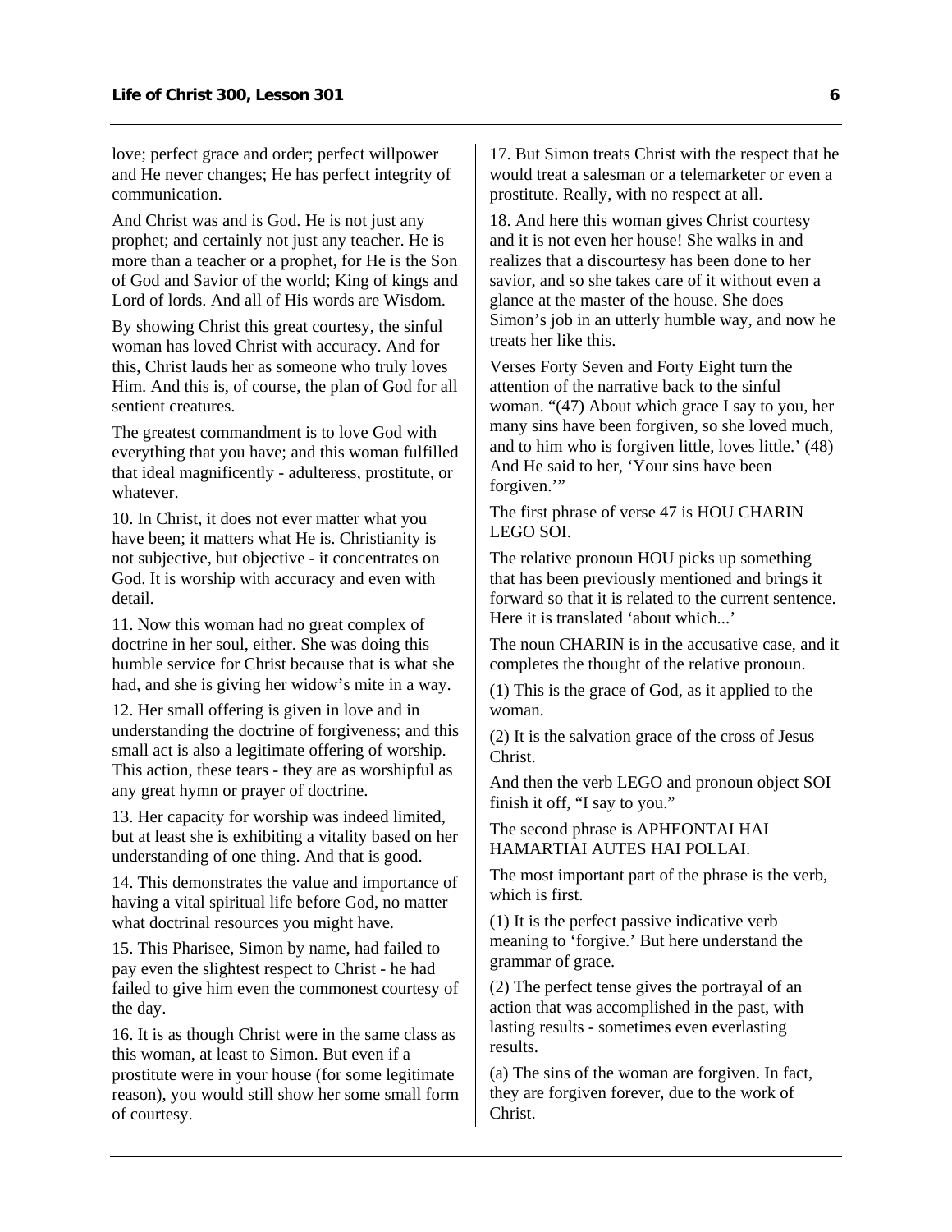love; perfect grace and order; perfect willpower and He never changes; He has perfect integrity of communication.

And Christ was and is God. He is not just any prophet; and certainly not just any teacher. He is more than a teacher or a prophet, for He is the Son of God and Savior of the world; King of kings and Lord of lords. And all of His words are Wisdom.

By showing Christ this great courtesy, the sinful woman has loved Christ with accuracy. And for this, Christ lauds her as someone who truly loves Him. And this is, of course, the plan of God for all sentient creatures.

The greatest commandment is to love God with everything that you have; and this woman fulfilled that ideal magnificently - adulteress, prostitute, or whatever.

10. In Christ, it does not ever matter what you have been; it matters what He is. Christianity is not subjective, but objective - it concentrates on God. It is worship with accuracy and even with detail.

11. Now this woman had no great complex of doctrine in her soul, either. She was doing this humble service for Christ because that is what she had, and she is giving her widow's mite in a way.

12. Her small offering is given in love and in understanding the doctrine of forgiveness; and this small act is also a legitimate offering of worship. This action, these tears - they are as worshipful as any great hymn or prayer of doctrine.

13. Her capacity for worship was indeed limited, but at least she is exhibiting a vitality based on her understanding of one thing. And that is good.

14. This demonstrates the value and importance of having a vital spiritual life before God, no matter what doctrinal resources you might have.

15. This Pharisee, Simon by name, had failed to pay even the slightest respect to Christ - he had failed to give him even the commonest courtesy of the day.

16. It is as though Christ were in the same class as this woman, at least to Simon. But even if a prostitute were in your house (for some legitimate reason), you would still show her some small form of courtesy.

17. But Simon treats Christ with the respect that he would treat a salesman or a telemarketer or even a prostitute. Really, with no respect at all.

18. And here this woman gives Christ courtesy and it is not even her house! She walks in and realizes that a discourtesy has been done to her savior, and so she takes care of it without even a glance at the master of the house. She does Simon's job in an utterly humble way, and now he treats her like this.

Verses Forty Seven and Forty Eight turn the attention of the narrative back to the sinful woman. "(47) About which grace I say to you, her many sins have been forgiven, so she loved much, and to him who is forgiven little, loves little.' (48) And He said to her, 'Your sins have been forgiven.'"

The first phrase of verse 47 is HOU CHARIN LEGO SOI.

The relative pronoun HOU picks up something that has been previously mentioned and brings it forward so that it is related to the current sentence. Here it is translated 'about which...'

The noun CHARIN is in the accusative case, and it completes the thought of the relative pronoun.

(1) This is the grace of God, as it applied to the woman.

(2) It is the salvation grace of the cross of Jesus Christ.

And then the verb LEGO and pronoun object SOI finish it off, "I say to you."

The second phrase is APHEONTAI HAI HAMARTIAI AUTES HAI POLLAI.

The most important part of the phrase is the verb, which is first.

(1) It is the perfect passive indicative verb meaning to 'forgive.' But here understand the grammar of grace.

(2) The perfect tense gives the portrayal of an action that was accomplished in the past, with lasting results - sometimes even everlasting results.

(a) The sins of the woman are forgiven. In fact, they are forgiven forever, due to the work of Christ.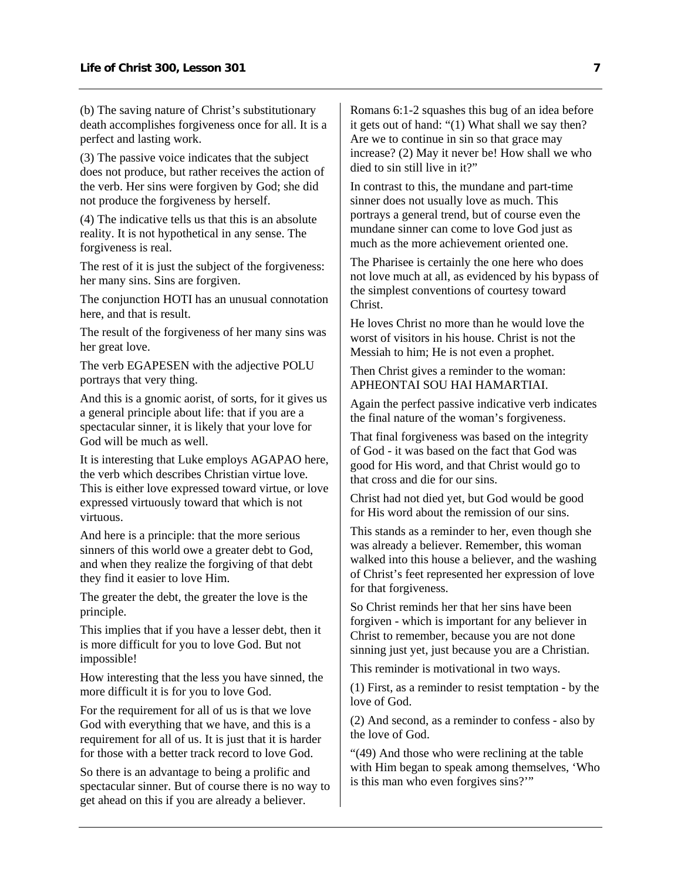(b) The saving nature of Christ's substitutionary death accomplishes forgiveness once for all. It is a perfect and lasting work.

(3) The passive voice indicates that the subject does not produce, but rather receives the action of the verb. Her sins were forgiven by God; she did not produce the forgiveness by herself.

(4) The indicative tells us that this is an absolute reality. It is not hypothetical in any sense. The forgiveness is real.

The rest of it is just the subject of the forgiveness: her many sins. Sins are forgiven.

The conjunction HOTI has an unusual connotation here, and that is result.

The result of the forgiveness of her many sins was her great love.

The verb EGAPESEN with the adjective POLU portrays that very thing.

And this is a gnomic aorist, of sorts, for it gives us a general principle about life: that if you are a spectacular sinner, it is likely that your love for God will be much as well.

It is interesting that Luke employs AGAPAO here, the verb which describes Christian virtue love. This is either love expressed toward virtue, or love expressed virtuously toward that which is not virtuous.

And here is a principle: that the more serious sinners of this world owe a greater debt to God, and when they realize the forgiving of that debt they find it easier to love Him.

The greater the debt, the greater the love is the principle.

This implies that if you have a lesser debt, then it is more difficult for you to love God. But not impossible!

How interesting that the less you have sinned, the more difficult it is for you to love God.

For the requirement for all of us is that we love God with everything that we have, and this is a requirement for all of us. It is just that it is harder for those with a better track record to love God.

So there is an advantage to being a prolific and spectacular sinner. But of course there is no way to get ahead on this if you are already a believer.

Romans 6:1-2 squashes this bug of an idea before it gets out of hand: "(1) What shall we say then? Are we to continue in sin so that grace may increase? (2) May it never be! How shall we who died to sin still live in it?"

In contrast to this, the mundane and part-time sinner does not usually love as much. This portrays a general trend, but of course even the mundane sinner can come to love God just as much as the more achievement oriented one.

The Pharisee is certainly the one here who does not love much at all, as evidenced by his bypass of the simplest conventions of courtesy toward Christ.

He loves Christ no more than he would love the worst of visitors in his house. Christ is not the Messiah to him; He is not even a prophet.

Then Christ gives a reminder to the woman: APHEONTAI SOU HAI HAMARTIAI.

Again the perfect passive indicative verb indicates the final nature of the woman's forgiveness.

That final forgiveness was based on the integrity of God - it was based on the fact that God was good for His word, and that Christ would go to that cross and die for our sins.

Christ had not died yet, but God would be good for His word about the remission of our sins.

This stands as a reminder to her, even though she was already a believer. Remember, this woman walked into this house a believer, and the washing of Christ's feet represented her expression of love for that forgiveness.

So Christ reminds her that her sins have been forgiven - which is important for any believer in Christ to remember, because you are not done sinning just yet, just because you are a Christian.

This reminder is motivational in two ways.

(1) First, as a reminder to resist temptation - by the love of God.

(2) And second, as a reminder to confess - also by the love of God.

"(49) And those who were reclining at the table with Him began to speak among themselves, 'Who is this man who even forgives sins?'"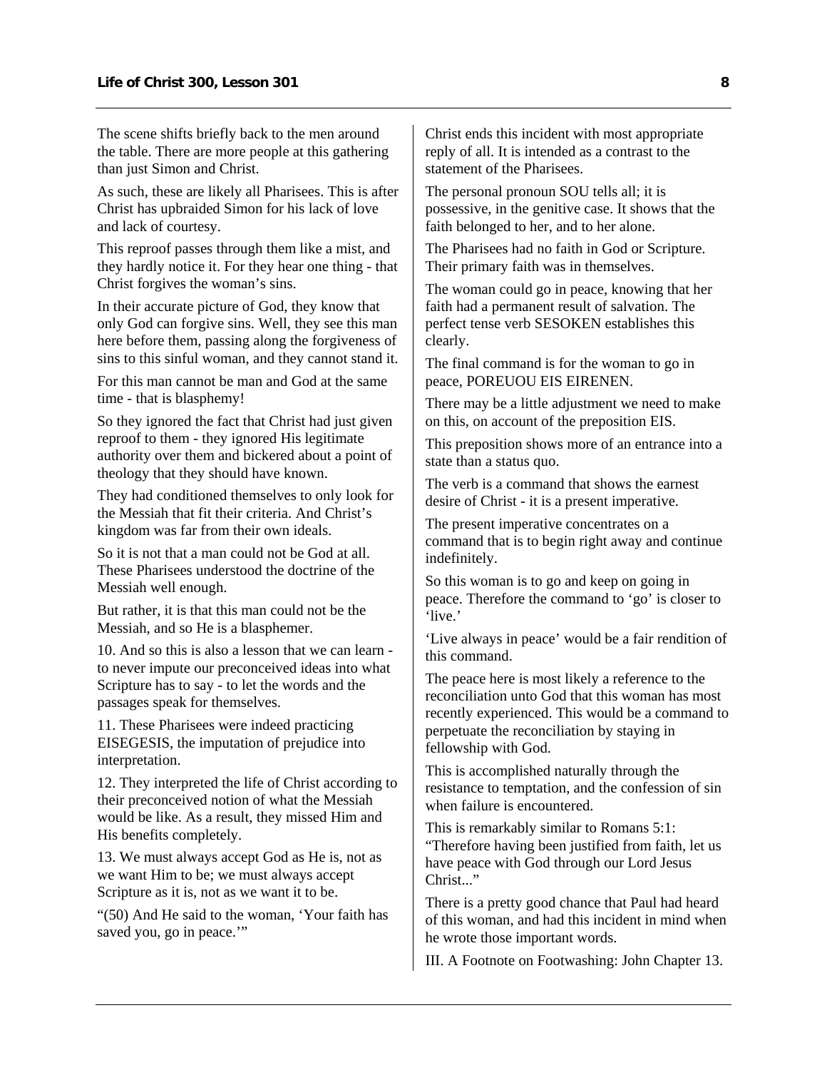The scene shifts briefly back to the men around the table. There are more people at this gathering than just Simon and Christ.

As such, these are likely all Pharisees. This is after Christ has upbraided Simon for his lack of love and lack of courtesy.

This reproof passes through them like a mist, and they hardly notice it. For they hear one thing - that Christ forgives the woman's sins.

In their accurate picture of God, they know that only God can forgive sins. Well, they see this man here before them, passing along the forgiveness of sins to this sinful woman, and they cannot stand it.

For this man cannot be man and God at the same time - that is blasphemy!

So they ignored the fact that Christ had just given reproof to them - they ignored His legitimate authority over them and bickered about a point of theology that they should have known.

They had conditioned themselves to only look for the Messiah that fit their criteria. And Christ's kingdom was far from their own ideals.

So it is not that a man could not be God at all. These Pharisees understood the doctrine of the Messiah well enough.

But rather, it is that this man could not be the Messiah, and so He is a blasphemer.

10. And so this is also a lesson that we can learn - to never impute our preconceived ideas into what Scripture has to say - to let the words and the passages speak for themselves.

11. These Pharisees were indeed practicing EISEGESIS, the imputation of prejudice into interpretation.

12. They interpreted the life of Christ according to their preconceived notion of what the Messiah would be like. As a result, they missed Him and His benefits completely.

13. We must always accept God as He is, not as we want Him to be; we must always accept Scripture as it is, not as we want it to be.

"(50) And He said to the woman, 'Your faith has saved you, go in peace.'"

Christ ends this incident with most appropriate reply of all. It is intended as a contrast to the statement of the Pharisees.

The personal pronoun SOU tells all; it is possessive, in the genitive case. It shows that the faith belonged to her, and to her alone.

The Pharisees had no faith in God or Scripture. Their primary faith was in themselves.

The woman could go in peace, knowing that her faith had a permanent result of salvation. The perfect tense verb SESOKEN establishes this clearly.

The final command is for the woman to go in peace, POREUOU EIS EIRENEN.

There may be a little adjustment we need to make on this, on account of the preposition EIS.

This preposition shows more of an entrance into a state than a status quo.

The verb is a command that shows the earnest desire of Christ - it is a present imperative.

The present imperative concentrates on a command that is to begin right away and continue indefinitely.

So this woman is to go and keep on going in peace. Therefore the command to 'go' is closer to 'live.'

'Live always in peace' would be a fair rendition of this command.

The peace here is most likely a reference to the reconciliation unto God that this woman has most recently experienced. This would be a command to perpetuate the reconciliation by staying in fellowship with God.

This is accomplished naturally through the resistance to temptation, and the confession of sin when failure is encountered.

This is remarkably similar to Romans 5:1: "Therefore having been justified from faith, let us have peace with God through our Lord Jesus Christ..."

There is a pretty good chance that Paul had heard of this woman, and had this incident in mind when he wrote those important words.

III. A Footnote on Footwashing: John Chapter 13.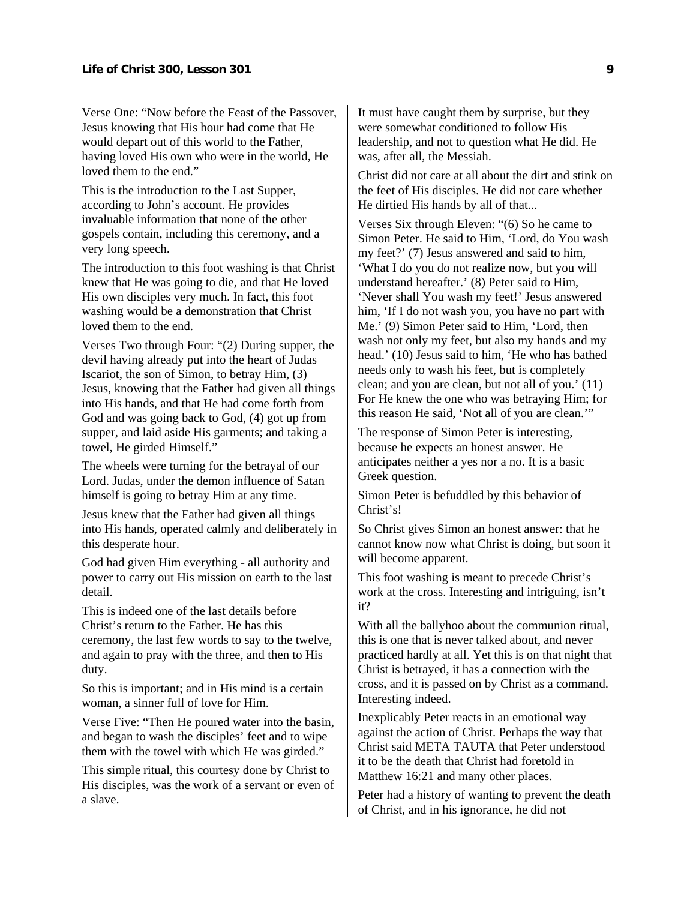Verse One: "Now before the Feast of the Passover, Jesus knowing that His hour had come that He would depart out of this world to the Father, having loved His own who were in the world, He loved them to the end."

This is the introduction to the Last Supper, according to John's account. He provides invaluable information that none of the other gospels contain, including this ceremony, and a very long speech.

The introduction to this foot washing is that Christ knew that He was going to die, and that He loved His own disciples very much. In fact, this foot washing would be a demonstration that Christ loved them to the end.

Verses Two through Four: "(2) During supper, the devil having already put into the heart of Judas Iscariot, the son of Simon, to betray Him, (3) Jesus, knowing that the Father had given all things into His hands, and that He had come forth from God and was going back to God, (4) got up from supper, and laid aside His garments; and taking a towel, He girded Himself."

The wheels were turning for the betrayal of our Lord. Judas, under the demon influence of Satan himself is going to betray Him at any time.

Jesus knew that the Father had given all things into His hands, operated calmly and deliberately in this desperate hour.

God had given Him everything - all authority and power to carry out His mission on earth to the last detail.

This is indeed one of the last details before Christ's return to the Father. He has this ceremony, the last few words to say to the twelve, and again to pray with the three, and then to His duty.

So this is important; and in His mind is a certain woman, a sinner full of love for Him.

Verse Five: "Then He poured water into the basin, and began to wash the disciples' feet and to wipe them with the towel with which He was girded."

This simple ritual, this courtesy done by Christ to His disciples, was the work of a servant or even of a slave.

It must have caught them by surprise, but they were somewhat conditioned to follow His leadership, and not to question what He did. He was, after all, the Messiah.

Christ did not care at all about the dirt and stink on the feet of His disciples. He did not care whether He dirtied His hands by all of that...

Verses Six through Eleven: "(6) So he came to Simon Peter. He said to Him, 'Lord, do You wash my feet?' (7) Jesus answered and said to him, 'What I do you do not realize now, but you will understand hereafter.' (8) Peter said to Him, 'Never shall You wash my feet!' Jesus answered him, 'If I do not wash you, you have no part with Me.' (9) Simon Peter said to Him, 'Lord, then wash not only my feet, but also my hands and my head.' (10) Jesus said to him, 'He who has bathed needs only to wash his feet, but is completely clean; and you are clean, but not all of you.' (11) For He knew the one who was betraying Him; for this reason He said, 'Not all of you are clean.'"

The response of Simon Peter is interesting, because he expects an honest answer. He anticipates neither a yes nor a no. It is a basic Greek question.

Simon Peter is befuddled by this behavior of Christ's!

So Christ gives Simon an honest answer: that he cannot know now what Christ is doing, but soon it will become apparent.

This foot washing is meant to precede Christ's work at the cross. Interesting and intriguing, isn't it?

With all the ballyhoo about the communion ritual, this is one that is never talked about, and never practiced hardly at all. Yet this is on that night that Christ is betrayed, it has a connection with the cross, and it is passed on by Christ as a command. Interesting indeed.

Inexplicably Peter reacts in an emotional way against the action of Christ. Perhaps the way that Christ said META TAUTA that Peter understood it to be the death that Christ had foretold in Matthew 16:21 and many other places.

Peter had a history of wanting to prevent the death of Christ, and in his ignorance, he did not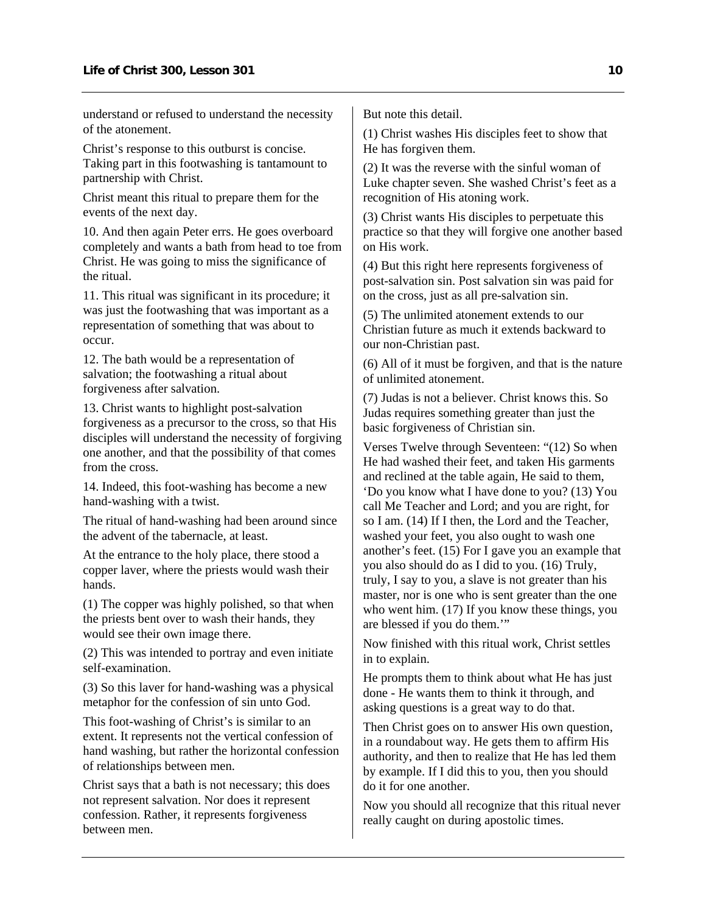understand or refused to understand the necessity of the atonement.

Christ's response to this outburst is concise. Taking part in this footwashing is tantamount to partnership with Christ.

Christ meant this ritual to prepare them for the events of the next day.

10. And then again Peter errs. He goes overboard completely and wants a bath from head to toe from Christ. He was going to miss the significance of the ritual.

11. This ritual was significant in its procedure; it was just the footwashing that was important as a representation of something that was about to occur.

12. The bath would be a representation of salvation; the footwashing a ritual about forgiveness after salvation.

13. Christ wants to highlight post-salvation forgiveness as a precursor to the cross, so that His disciples will understand the necessity of forgiving one another, and that the possibility of that comes from the cross.

14. Indeed, this foot-washing has become a new hand-washing with a twist.

The ritual of hand-washing had been around since the advent of the tabernacle, at least.

At the entrance to the holy place, there stood a copper laver, where the priests would wash their hands.

(1) The copper was highly polished, so that when the priests bent over to wash their hands, they would see their own image there.

(2) This was intended to portray and even initiate self-examination.

(3) So this laver for hand-washing was a physical metaphor for the confession of sin unto God.

This foot-washing of Christ's is similar to an extent. It represents not the vertical confession of hand washing, but rather the horizontal confession of relationships between men.

Christ says that a bath is not necessary; this does not represent salvation. Nor does it represent confession. Rather, it represents forgiveness between men.

But note this detail.

(1) Christ washes His disciples feet to show that He has forgiven them.

(2) It was the reverse with the sinful woman of Luke chapter seven. She washed Christ's feet as a recognition of His atoning work.

(3) Christ wants His disciples to perpetuate this practice so that they will forgive one another based on His work.

(4) But this right here represents forgiveness of post-salvation sin. Post salvation sin was paid for on the cross, just as all pre-salvation sin.

(5) The unlimited atonement extends to our Christian future as much it extends backward to our non-Christian past.

(6) All of it must be forgiven, and that is the nature of unlimited atonement.

(7) Judas is not a believer. Christ knows this. So Judas requires something greater than just the basic forgiveness of Christian sin.

Verses Twelve through Seventeen: "(12) So when He had washed their feet, and taken His garments and reclined at the table again, He said to them, 'Do you know what I have done to you? (13) You call Me Teacher and Lord; and you are right, for so I am. (14) If I then, the Lord and the Teacher, washed your feet, you also ought to wash one another's feet. (15) For I gave you an example that you also should do as I did to you. (16) Truly, truly, I say to you, a slave is not greater than his master, nor is one who is sent greater than the one who went him. (17) If you know these things, you are blessed if you do them.'"

Now finished with this ritual work, Christ settles in to explain.

He prompts them to think about what He has just done - He wants them to think it through, and asking questions is a great way to do that.

Then Christ goes on to answer His own question, in a roundabout way. He gets them to affirm His authority, and then to realize that He has led them by example. If I did this to you, then you should do it for one another.

Now you should all recognize that this ritual never really caught on during apostolic times.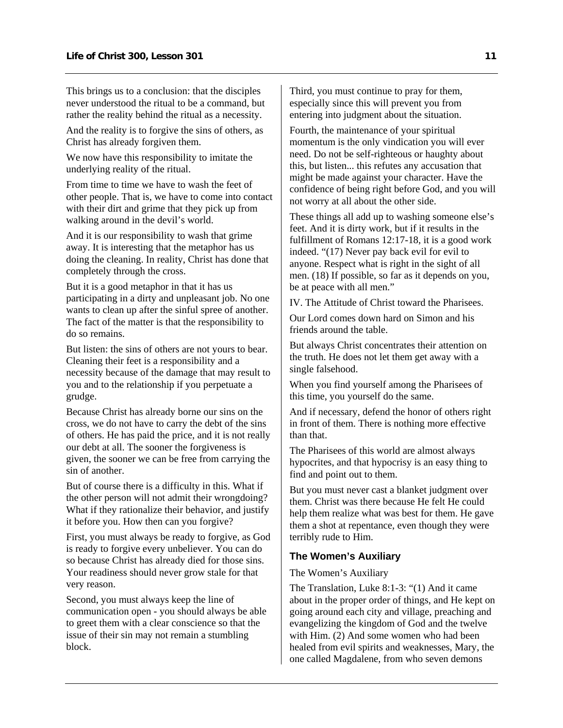This brings us to a conclusion: that the disciples never understood the ritual to be a command, but rather the reality behind the ritual as a necessity.

And the reality is to forgive the sins of others, as Christ has already forgiven them.

We now have this responsibility to imitate the underlying reality of the ritual.

From time to time we have to wash the feet of other people. That is, we have to come into contact with their dirt and grime that they pick up from walking around in the devil's world.

And it is our responsibility to wash that grime away. It is interesting that the metaphor has us doing the cleaning. In reality, Christ has done that completely through the cross.

But it is a good metaphor in that it has us participating in a dirty and unpleasant job. No one wants to clean up after the sinful spree of another. The fact of the matter is that the responsibility to do so remains.

But listen: the sins of others are not yours to bear. Cleaning their feet is a responsibility and a necessity because of the damage that may result to you and to the relationship if you perpetuate a grudge.

Because Christ has already borne our sins on the cross, we do not have to carry the debt of the sins of others. He has paid the price, and it is not really our debt at all. The sooner the forgiveness is given, the sooner we can be free from carrying the sin of another.

But of course there is a difficulty in this. What if the other person will not admit their wrongdoing? What if they rationalize their behavior, and justify it before you. How then can you forgive?

First, you must always be ready to forgive, as God is ready to forgive every unbeliever. You can do so because Christ has already died for those sins. Your readiness should never grow stale for that very reason.

Second, you must always keep the line of communication open - you should always be able to greet them with a clear conscience so that the issue of their sin may not remain a stumbling block.

Third, you must continue to pray for them, especially since this will prevent you from entering into judgment about the situation.

Fourth, the maintenance of your spiritual momentum is the only vindication you will ever need. Do not be self-righteous or haughty about this, but listen... this refutes any accusation that might be made against your character. Have the confidence of being right before God, and you will not worry at all about the other side.

These things all add up to washing someone else's feet. And it is dirty work, but if it results in the fulfillment of Romans 12:17-18, it is a good work indeed. "(17) Never pay back evil for evil to anyone. Respect what is right in the sight of all men. (18) If possible, so far as it depends on you, be at peace with all men."

IV. The Attitude of Christ toward the Pharisees.

Our Lord comes down hard on Simon and his friends around the table.

But always Christ concentrates their attention on the truth. He does not let them get away with a single falsehood.

When you find yourself among the Pharisees of this time, you yourself do the same.

And if necessary, defend the honor of others right in front of them. There is nothing more effective than that.

The Pharisees of this world are almost always hypocrites, and that hypocrisy is an easy thing to find and point out to them.

But you must never cast a blanket judgment over them. Christ was there because He felt He could help them realize what was best for them. He gave them a shot at repentance, even though they were terribly rude to Him.

### The Women's Auxiliary

The Women's Auxiliary

The Translation, Luke 8:1-3: "(1) And it came about in the proper order of things, and He kept on going around each city and village, preaching and evangelizing the kingdom of God and the twelve with Him. (2) And some women who had been healed from evil spirits and weaknesses, Mary, the one called Magdalene, from who seven demons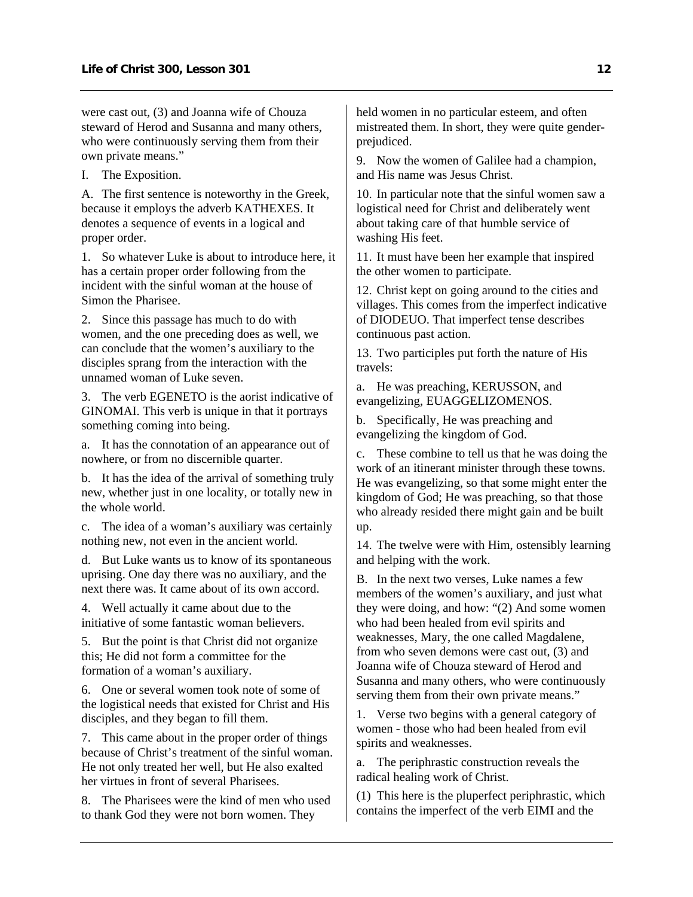were cast out, (3) and Joanna wife of Chouza steward of Herod and Susanna and many others, who were continuously serving them from their own private means."

I. The Exposition.

A. The first sentence is noteworthy in the Greek, because it employs the adverb KATHEXES. It denotes a sequence of events in a logical and proper order.

1. So whatever Luke is about to introduce here, it has a certain proper order following from the incident with the sinful woman at the house of Simon the Pharisee.

2. Since this passage has much to do with women, and the one preceding does as well, we can conclude that the women's auxiliary to the disciples sprang from the interaction with the unnamed woman of Luke seven.

3. The verb EGENETO is the aorist indicative of GINOMAI. This verb is unique in that it portrays something coming into being.

a. It has the connotation of an appearance out of nowhere, or from no discernible quarter.

b. It has the idea of the arrival of something truly new, whether just in one locality, or totally new in the whole world.

c. The idea of a woman's auxiliary was certainly nothing new, not even in the ancient world.

d. But Luke wants us to know of its spontaneous uprising. One day there was no auxiliary, and the next there was. It came about of its own accord.

4. Well actually it came about due to the initiative of some fantastic woman believers.

5. But the point is that Christ did not organize this; He did not form a committee for the formation of a woman's auxiliary.

6. One or several women took note of some of the logistical needs that existed for Christ and His disciples, and they began to fill them.

7. This came about in the proper order of things because of Christ's treatment of the sinful woman. He not only treated her well, but He also exalted her virtues in front of several Pharisees.

8. The Pharisees were the kind of men who used to thank God they were not born women. They held women in no particular esteem, and often mistreated them. In short, they were quite gender-prejudiced.

9. Now the women of Galilee had a champion, and His name was Jesus Christ.

10. In particular note that the sinful women saw a logistical need for Christ and deliberately went about taking care of that humble service of washing His feet.

11. It must have been her example that inspired the other women to participate.

12. Christ kept on going around to the cities and villages. This comes from the imperfect indicative of DIODEUO. That imperfect tense describes continuous past action.

13. Two participles put forth the nature of His travels:

a. He was preaching, KERUSSON, and evangelizing, EUAGGELIZOMENOS.

b. Specifically, He was preaching and evangelizing the kingdom of God.

c. These combine to tell us that he was doing the work of an itinerant minister through these towns. He was evangelizing, so that some might enter the kingdom of God; He was preaching, so that those who already resided there might gain and be built up.

14. The twelve were with Him, ostensibly learning and helping with the work.

B. In the next two verses, Luke names a few members of the women's auxiliary, and just what they were doing, and how: "(2) And some women who had been healed from evil spirits and weaknesses, Mary, the one called Magdalene, from who seven demons were cast out, (3) and Joanna wife of Chouza steward of Herod and Susanna and many others, who were continuously serving them from their own private means."

1. Verse two begins with a general category of women - those who had been healed from evil spirits and weaknesses.

a. The periphrastic construction reveals the radical healing work of Christ.

(1) This here is the pluperfect periphrastic, which contains the imperfect of the verb EIMI and the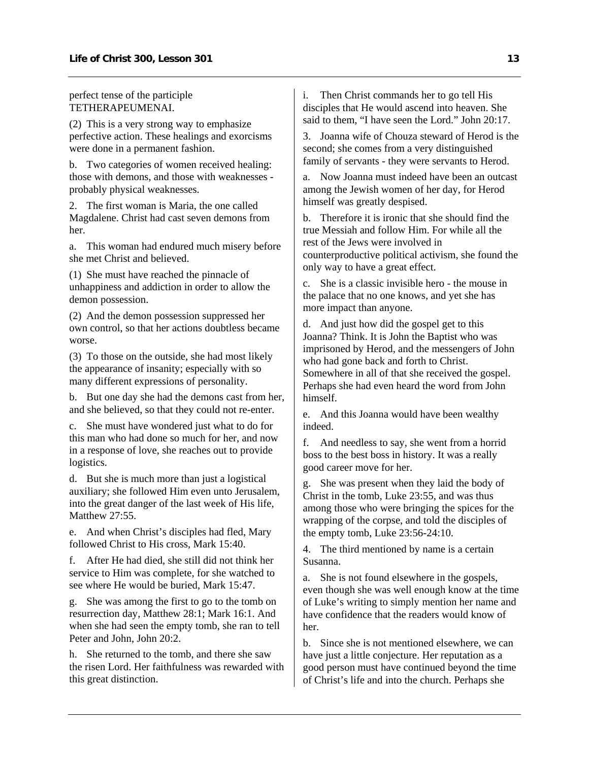perfect tense of the participle TETHERAPEUMENAI.

(2) This is a very strong way to emphasize perfective action. These healings and exorcisms were done in a permanent fashion.

b. Two categories of women received healing: those with demons, and those with weaknesses - probably physical weaknesses.

2. The first woman is Maria, the one called Magdalene. Christ had cast seven demons from her.

a. This woman had endured much misery before she met Christ and believed.

(1) She must have reached the pinnacle of unhappiness and addiction in order to allow the demon possession.

(2) And the demon possession suppressed her own control, so that her actions doubtless became worse.

(3) To those on the outside, she had most likely the appearance of insanity; especially with so many different expressions of personality.

b. But one day she had the demons cast from her, and she believed, so that they could not re-enter.

c. She must have wondered just what to do for this man who had done so much for her, and now in a response of love, she reaches out to provide logistics.

d. But she is much more than just a logistical auxiliary; she followed Him even unto Jerusalem, into the great danger of the last week of His life, Matthew 27:55.

e. And when Christ's disciples had fled, Mary followed Christ to His cross, Mark 15:40.

f. After He had died, she still did not think her service to Him was complete, for she watched to see where He would be buried, Mark 15:47.

g. She was among the first to go to the tomb on resurrection day, Matthew 28:1; Mark 16:1. And when she had seen the empty tomb, she ran to tell Peter and John, John 20:2.

h. She returned to the tomb, and there she saw the risen Lord. Her faithfulness was rewarded with this great distinction.

i. Then Christ commands her to go tell His disciples that He would ascend into heaven. She said to them, "I have seen the Lord." John 20:17.

3. Joanna wife of Chouza steward of Herod is the second; she comes from a very distinguished family of servants - they were servants to Herod.

a. Now Joanna must indeed have been an outcast among the Jewish women of her day, for Herod himself was greatly despised.

b. Therefore it is ironic that she should find the true Messiah and follow Him. For while all the rest of the Jews were involved in counterproductive political activism, she found the only way to have a great effect.

c. She is a classic invisible hero - the mouse in the palace that no one knows, and yet she has more impact than anyone.

d. And just how did the gospel get to this Joanna? Think. It is John the Baptist who was imprisoned by Herod, and the messengers of John who had gone back and forth to Christ. Somewhere in all of that she received the gospel. Perhaps she had even heard the word from John himself.

e. And this Joanna would have been wealthy indeed.

f. And needless to say, she went from a horrid boss to the best boss in history. It was a really good career move for her.

g. She was present when they laid the body of Christ in the tomb, Luke 23:55, and was thus among those who were bringing the spices for the wrapping of the corpse, and told the disciples of the empty tomb, Luke 23:56-24:10.

4. The third mentioned by name is a certain Susanna.

a. She is not found elsewhere in the gospels, even though she was well enough know at the time of Luke's writing to simply mention her name and have confidence that the readers would know of her.

b. Since she is not mentioned elsewhere, we can have just a little conjecture. Her reputation as a good person must have continued beyond the time of Christ's life and into the church. Perhaps she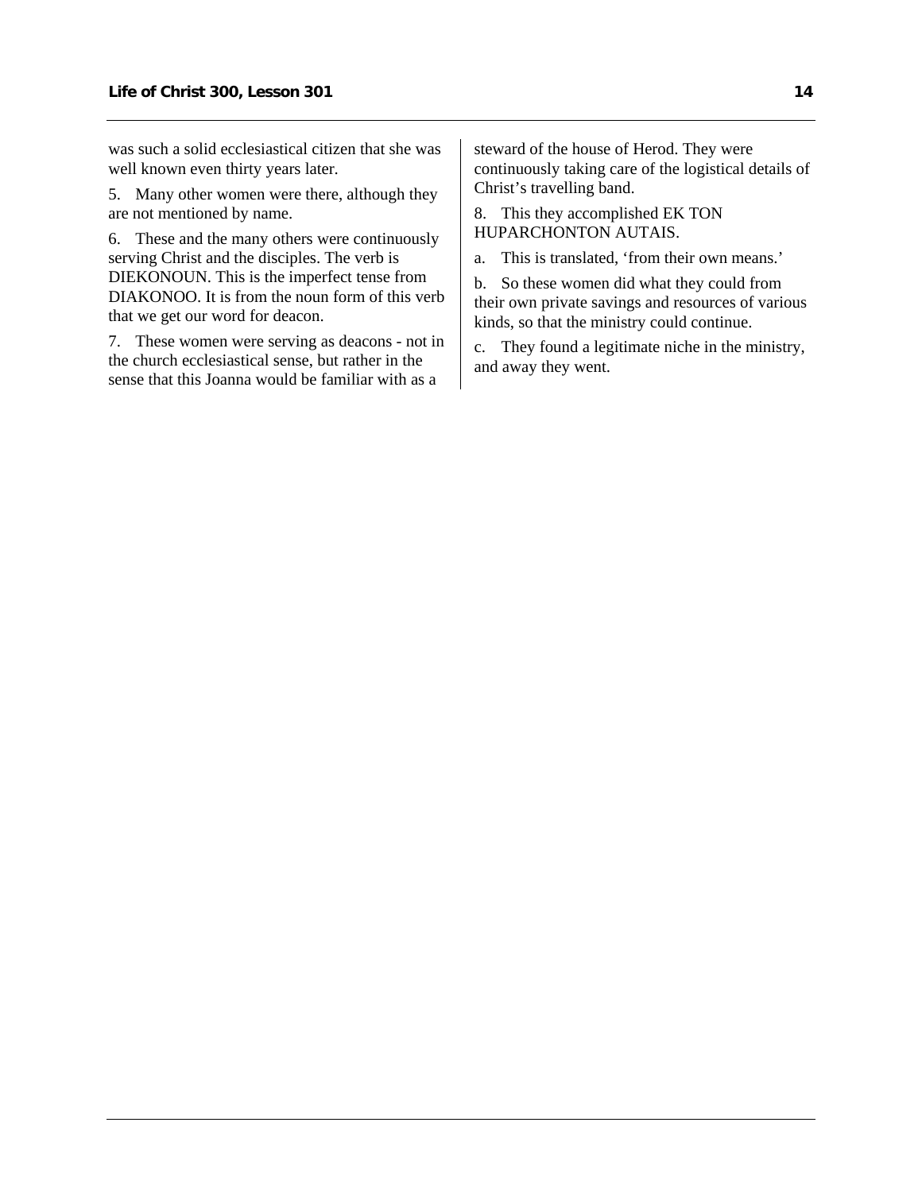was such a solid ecclesiastical citizen that she was well known even thirty years later.

5. Many other women were there, although they are not mentioned by name.

6. These and the many others were continuously serving Christ and the disciples. The verb is DIEKONOUN. This is the imperfect tense from DIAKONOO. It is from the noun form of this verb that we get our word for deacon.

7. These women were serving as deacons - not in the church ecclesiastical sense, but rather in the sense that this Joanna would be familiar with as a steward of the house of Herod. They were continuously taking care of the logistical details of Christ's travelling band.

8. This they accomplished EK TON HUPARCHONTON AUTAIS.

a. This is translated, 'from their own means.'

b. So these women did what they could from their own private savings and resources of various kinds, so that the ministry could continue.

c. They found a legitimate niche in the ministry, and away they went.